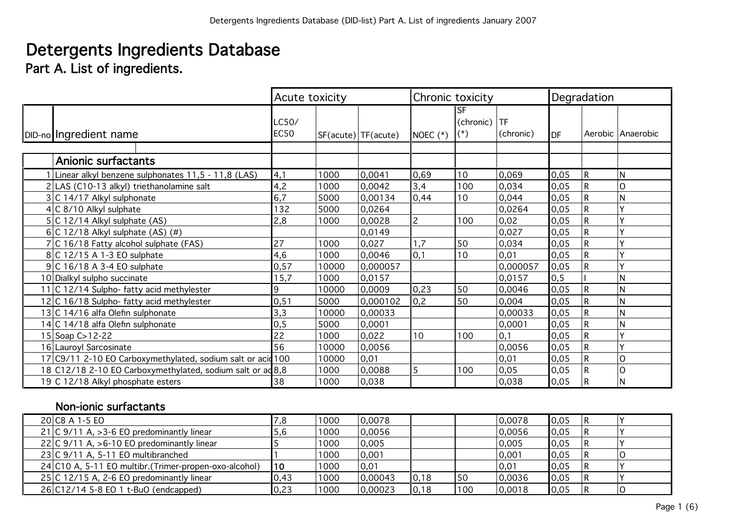# Detergents Ingredients Database

## Part A. List of ingredients.

| DID-no | Ingredient name | Acute toxicity | | | Chronic toxicity | | | Degradation | | |
|---|---|---|---|---|---|---|---|---|---|---|
| | | LC50/ EC50 | SF(acute) | TF(acute) | NOEC (*) | SF (chronic) (*) | TF (chronic) | DF | Aerobic | Anaerobic |
| | **Anionic surfactants** | | | | | | | | | |
| 1 | Linear alkyl benzene sulphonates 11,5 - 11,8 (LAS) | 4,1 | 1000 | 0,0041 | 0,69 | 10 | 0,069 | 0,05 | R | N |
| 2 | LAS (C10-13 alkyl) triethanolamine salt | 4,2 | 1000 | 0,0042 | 3,4 | 100 | 0,034 | 0,05 | R | O |
| 3 | C 14/17 Alkyl sulphonate | 6,7 | 5000 | 0,00134 | 0,44 | 10 | 0,044 | 0,05 | R | N |
| 4 | C 8/10 Alkyl sulphate | 132 | 5000 | 0,0264 | | | 0,0264 | 0,05 | R | Y |
| 5 | C 12/14 Alkyl sulphate (AS) | 2,8 | 1000 | 0,0028 | 2 | 100 | 0,02 | 0,05 | R | Y |
| 6 | C 12/18 Alkyl sulphate (AS) (#) | | | 0,0149 | | | 0,027 | 0,05 | R | Y |
| 7 | C 16/18 Fatty alcohol sulphate (FAS) | 27 | 1000 | 0,027 | 1,7 | 50 | 0,034 | 0,05 | R | Y |
| 8 | C 12/15 A 1-3 EO sulphate | 4,6 | 1000 | 0,0046 | 0,1 | 10 | 0,01 | 0,05 | R | Y |
| 9 | C 16/18 A 3-4 EO sulphate | 0,57 | 10000 | 0,000057 | | | 0,000057 | 0,05 | R | Y |
| 10 | Dialkyl sulpho succinate | 15,7 | 1000 | 0,0157 | | | 0,0157 | 0,5 | I | N |
| 11 | C 12/14 Sulpho- fatty acid methylester | 9 | 10000 | 0,0009 | 0,23 | 50 | 0,0046 | 0,05 | R | N |
| 12 | C 16/18 Sulpho- fatty acid methylester | 0,51 | 5000 | 0,000102 | 0,2 | 50 | 0,004 | 0,05 | R | N |
| 13 | C 14/16 alfa Olefin sulphonate | 3,3 | 10000 | 0,00033 | | | 0,00033 | 0,05 | R | N |
| 14 | C 14/18 alfa Olefin sulphonate | 0,5 | 5000 | 0,0001 | | | 0,0001 | 0,05 | R | N |
| 15 | Soap C>12-22 | 22 | 1000 | 0,022 | 10 | 100 | 0,1 | 0,05 | R | Y |
| 16 | Lauroyl Sarcosinate | 56 | 10000 | 0,0056 | | | 0,0056 | 0,05 | R | Y |
| 17 | C9/11 2-10 EO Carboxymethylated, sodium salt or acid | 100 | 10000 | 0,01 | | | 0,01 | 0,05 | R | O |
| 18 | C12/18 2-10 EO Carboxymethylated, sodium salt or ac | 8,8 | 1000 | 0,0088 | 5 | 100 | 0,05 | 0,05 | R | O |
| 19 | C 12/18 Alkyl phosphate esters | 38 | 1000 | 0,038 | | | 0,038 | 0,05 | R | N |
| | **Non-ionic surfactants** | | | | | | | | | |
| 20 | C8 A 1-5 EO | 7,8 | 1000 | 0,0078 | | | 0,0078 | 0,05 | R | Y |
| 21 | C 9/11 A, >3-6 EO predominantly linear | 5,6 | 1000 | 0,0056 | | | 0,0056 | 0,05 | R | Y |
| 22 | C 9/11 A, >6-10 EO predominantly linear | 5 | 1000 | 0,005 | | | 0,005 | 0,05 | R | Y |
| 23 | C 9/11 A, 5-11 EO multibranched | 1 | 1000 | 0,001 | | | 0,001 | 0,05 | R | O |
| 24 | C10 A, 5-11 EO multibr.(Trimer-propen-oxo-alcohol) | 10 | 1000 | 0,01 | | | 0,01 | 0,05 | R | Y |
| 25 | C 12/15 A, 2-6 EO predominantly linear | 0,43 | 1000 | 0,00043 | 0,18 | 50 | 0,0036 | 0,05 | R | Y |
| 26 | C12/14 5-8 EO 1 t-BuO (endcapped) | 0,23 | 1000 | 0,00023 | 0,18 | 100 | 0,0018 | 0,05 | R | O |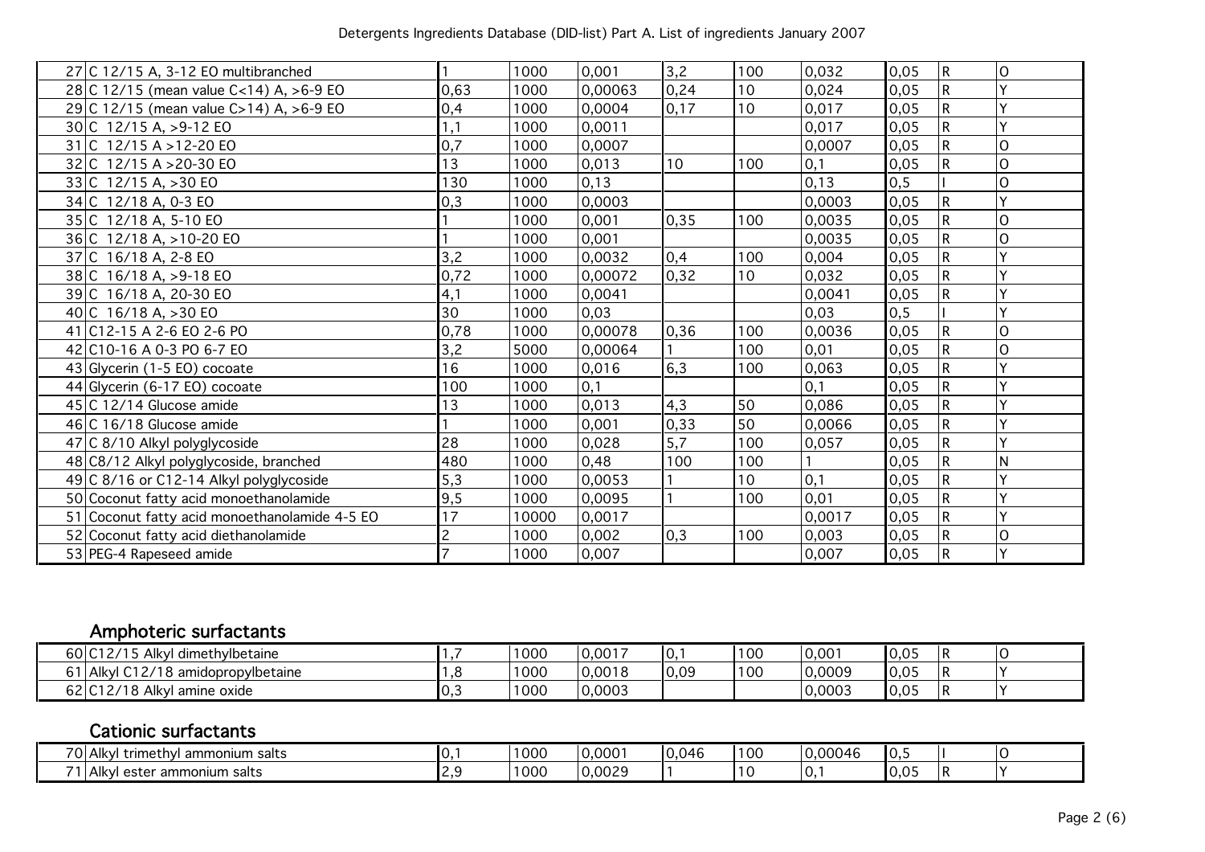| | | | | | | | | | | |
|---|---|---|---|---|---|---|---|---|---|---|
| 27 | C 12/15 A, 3-12 EO multibranched | 1 | 1000 | 0,001 | 3,2 | 100 | 0,032 | 0,05 | R | O |
| 28 | C 12/15 (mean value C<14) A, >6-9 EO | 0,63 | 1000 | 0,00063 | 0,24 | 10 | 0,024 | 0,05 | R | Y |
| 29 | C 12/15 (mean value C>14) A, >6-9 EO | 0,4 | 1000 | 0,0004 | 0,17 | 10 | 0,017 | 0,05 | R | Y |
| 30 | C 12/15 A, >9-12 EO | 1,1 | 1000 | 0,0011 | | | 0,017 | 0,05 | R | Y |
| 31 | C 12/15 A >12-20 EO | 0,7 | 1000 | 0,0007 | | | 0,0007 | 0,05 | R | O |
| 32 | C 12/15 A >20-30 EO | 13 | 1000 | 0,013 | 10 | 100 | 0,1 | 0,05 | R | O |
| 33 | C 12/15 A, >30 EO | 130 | 1000 | 0,13 | | | 0,13 | 0,5 | I | O |
| 34 | C 12/18 A, 0-3 EO | 0,3 | 1000 | 0,0003 | | | 0,0003 | 0,05 | R | Y |
| 35 | C 12/18 A, 5-10 EO | 1 | 1000 | 0,001 | 0,35 | 100 | 0,0035 | 0,05 | R | O |
| 36 | C 12/18 A, >10-20 EO | 1 | 1000 | 0,001 | | | 0,0035 | 0,05 | R | O |
| 37 | C 16/18 A, 2-8 EO | 3,2 | 1000 | 0,0032 | 0,4 | 100 | 0,004 | 0,05 | R | Y |
| 38 | C 16/18 A, >9-18 EO | 0,72 | 1000 | 0,00072 | 0,32 | 10 | 0,032 | 0,05 | R | Y |
| 39 | C 16/18 A, 20-30 EO | 4,1 | 1000 | 0,0041 | | | 0,0041 | 0,05 | R | Y |
| 40 | C 16/18 A, >30 EO | 30 | 1000 | 0,03 | | | 0,03 | 0,5 | I | Y |
| 41 | C12-15 A 2-6 EO 2-6 PO | 0,78 | 1000 | 0,00078 | 0,36 | 100 | 0,0036 | 0,05 | R | O |
| 42 | C10-16 A 0-3 PO 6-7 EO | 3,2 | 5000 | 0,00064 | 1 | 100 | 0,01 | 0,05 | R | O |
| 43 | Glycerin (1-5 EO) cocoate | 16 | 1000 | 0,016 | 6,3 | 100 | 0,063 | 0,05 | R | Y |
| 44 | Glycerin (6-17 EO) cocoate | 100 | 1000 | 0,1 | | | 0,1 | 0,05 | R | Y |
| 45 | C 12/14 Glucose amide | 13 | 1000 | 0,013 | 4,3 | 50 | 0,086 | 0,05 | R | Y |
| 46 | C 16/18 Glucose amide | 1 | 1000 | 0,001 | 0,33 | 50 | 0,0066 | 0,05 | R | Y |
| 47 | C 8/10 Alkyl polyglycoside | 28 | 1000 | 0,028 | 5,7 | 100 | 0,057 | 0,05 | R | Y |
| 48 | C8/12 Alkyl polyglycoside, branched | 480 | 1000 | 0,48 | 100 | 100 | 1 | 0,05 | R | N |
| 49 | C 8/16 or C12-14 Alkyl polyglycoside | 5,3 | 1000 | 0,0053 | 1 | 10 | 0,1 | 0,05 | R | Y |
| 50 | Coconut fatty acid monoethanolamide | 9,5 | 1000 | 0,0095 | 1 | 100 | 0,01 | 0,05 | R | Y |
| 51 | Coconut fatty acid monoethanolamide 4-5 EO | 17 | 10000 | 0,0017 | | | 0,0017 | 0,05 | R | Y |
| 52 | Coconut fatty acid diethanolamide | 2 | 1000 | 0,002 | 0,3 | 100 | 0,003 | 0,05 | R | O |
| 53 | PEG-4 Rapeseed amide | 7 | 1000 | 0,007 | | | 0,007 | 0,05 | R | Y |

## Amphoteric surfactants

| | | | | | | | | | | |
|---|---|---|---|---|---|---|---|---|---|---|
| 60 | C12/15 Alkyl dimethylbetaine | 1,7 | 1000 | 0,0017 | 0,1 | 100 | 0,001 | 0,05 | R | O |
| 61 | Alkyl C12/18 amidopropylbetaine | 1,8 | 1000 | 0,0018 | 0,09 | 100 | 0,0009 | 0,05 | R | Y |
| 62 | C12/18 Alkyl amine oxide | 0,3 | 1000 | 0,0003 | | | 0,0003 | 0,05 | R | Y |

## Cationic surfactants

| | | | | | | | | | | |
|---|---|---|---|---|---|---|---|---|---|---|
| 70 | Alkyl trimethyl ammonium salts | 0,1 | 1000 | 0,0001 | 0,046 | 100 | 0,00046 | 0,5 | I | O |
| 71 | Alkyl ester ammonium salts | 2,9 | 1000 | 0,0029 | 1 | 10 | 0,1 | 0,05 | R | Y |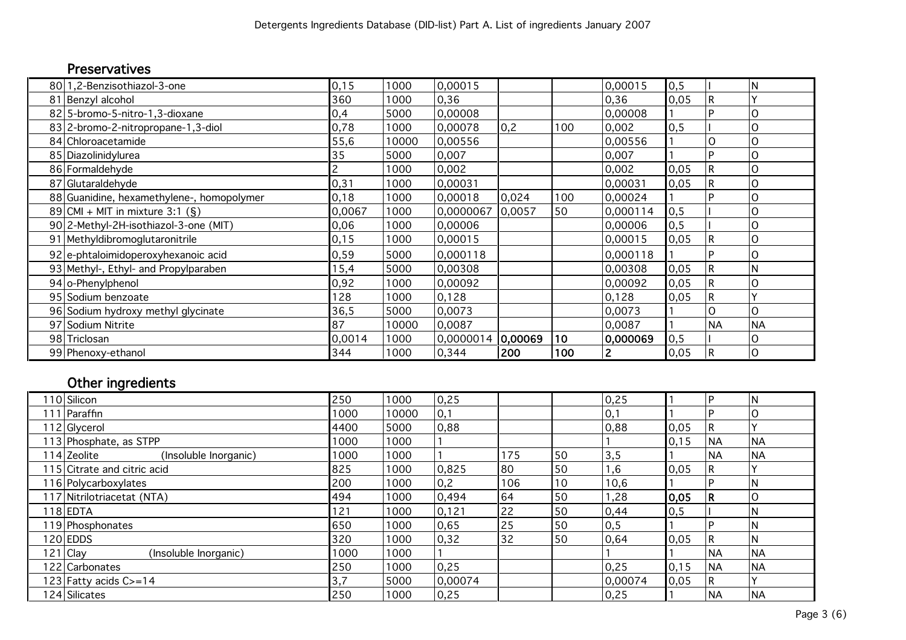## Preservatives

| | | | | | | | | | | |
|---|---|---|---|---|---|---|---|---|---|---|
| 80 | 1,2-Benzisothiazol-3-one | 0,15 | 1000 | 0,00015 | | | 0,00015 | 0,5 | I | N |
| 81 | Benzyl alcohol | 360 | 1000 | 0,36 | | | 0,36 | 0,05 | R | Y |
| 82 | 5-bromo-5-nitro-1,3-dioxane | 0,4 | 5000 | 0,00008 | | | 0,00008 | 1 | P | O |
| 83 | 2-bromo-2-nitropropane-1,3-diol | 0,78 | 1000 | 0,00078 | 0,2 | 100 | 0,002 | 0,5 | I | O |
| 84 | Chloroacetamide | 55,6 | 10000 | 0,00556 | | | 0,00556 | 1 | O | O |
| 85 | Diazolinidylurea | 35 | 5000 | 0,007 | | | 0,007 | 1 | P | O |
| 86 | Formaldehyde | 2 | 1000 | 0,002 | | | 0,002 | 0,05 | R | O |
| 87 | Glutaraldehyde | 0,31 | 1000 | 0,00031 | | | 0,00031 | 0,05 | R | O |
| 88 | Guanidine, hexamethylene-, homopolymer | 0,18 | 1000 | 0,00018 | 0,024 | 100 | 0,00024 | 1 | P | O |
| 89 | CMI + MIT in mixture 3:1 (§) | 0,0067 | 1000 | 0,0000067 | 0,0057 | 50 | 0,000114 | 0,5 | I | O |
| 90 | 2-Methyl-2H-isothiazol-3-one (MIT) | 0,06 | 1000 | 0,00006 | | | 0,00006 | 0,5 | I | O |
| 91 | Methyldibromoglutaronitrile | 0,15 | 1000 | 0,00015 | | | 0,00015 | 0,05 | R | O |
| 92 | e-phtaloimidoperoxyhexanoic acid | 0,59 | 5000 | 0,000118 | | | 0,000118 | 1 | P | O |
| 93 | Methyl-, Ethyl- and Propylparaben | 15,4 | 5000 | 0,00308 | | | 0,00308 | 0,05 | R | N |
| 94 | o-Phenylphenol | 0,92 | 1000 | 0,00092 | | | 0,00092 | 0,05 | R | O |
| 95 | Sodium benzoate | 128 | 1000 | 0,128 | | | 0,128 | 0,05 | R | Y |
| 96 | Sodium hydroxy methyl glycinate | 36,5 | 5000 | 0,0073 | | | 0,0073 | 1 | O | O |
| 97 | Sodium Nitrite | 87 | 10000 | 0,0087 | | | 0,0087 | 1 | NA | NA |
| 98 | Triclosan | 0,0014 | 1000 | 0,0000014 | **0,00069** | **10** | **0,000069** | 0,5 | I | O |
| 99 | Phenoxy-ethanol | 344 | 1000 | 0,344 | **200** | **100** | **2** | 0,05 | R | O |

## Other ingredients

| | | | | | | | | | | |
|---|---|---|---|---|---|---|---|---|---|---|
| 110 | Silicon | 250 | 1000 | 0,25 | | | 0,25 | 1 | P | N |
| 111 | Paraffin | 1000 | 10000 | 0,1 | | | 0,1 | 1 | P | O |
| 112 | Glycerol | 4400 | 5000 | 0,88 | | | 0,88 | 0,05 | R | Y |
| 113 | Phosphate, as STPP | 1000 | 1000 | 1 | | | 1 | 0,15 | NA | NA |
| 114 | Zeolite (Insoluble Inorganic) | 1000 | 1000 | 1 | 175 | 50 | 3,5 | 1 | NA | NA |
| 115 | Citrate and citric acid | 825 | 1000 | 0,825 | 80 | 50 | 1,6 | 0,05 | R | Y |
| 116 | Polycarboxylates | 200 | 1000 | 0,2 | 106 | 10 | 10,6 | 1 | P | N |
| 117 | Nitrilotriacetat (NTA) | 494 | 1000 | 0,494 | 64 | 50 | 1,28 | **0,05** | **R** | O |
| 118 | EDTA | 121 | 1000 | 0,121 | 22 | 50 | 0,44 | 0,5 | I | N |
| 119 | Phosphonates | 650 | 1000 | 0,65 | 25 | 50 | 0,5 | 1 | P | N |
| 120 | EDDS | 320 | 1000 | 0,32 | 32 | 50 | 0,64 | 0,05 | R | N |
| 121 | Clay (Insoluble Inorganic) | 1000 | 1000 | 1 | | | 1 | 1 | NA | NA |
| 122 | Carbonates | 250 | 1000 | 0,25 | | | 0,25 | 0,15 | NA | NA |
| 123 | Fatty acids C>=14 | 3,7 | 5000 | 0,00074 | | | 0,00074 | 0,05 | R | Y |
| 124 | Silicates | 250 | 1000 | 0,25 | | | 0,25 | 1 | NA | NA |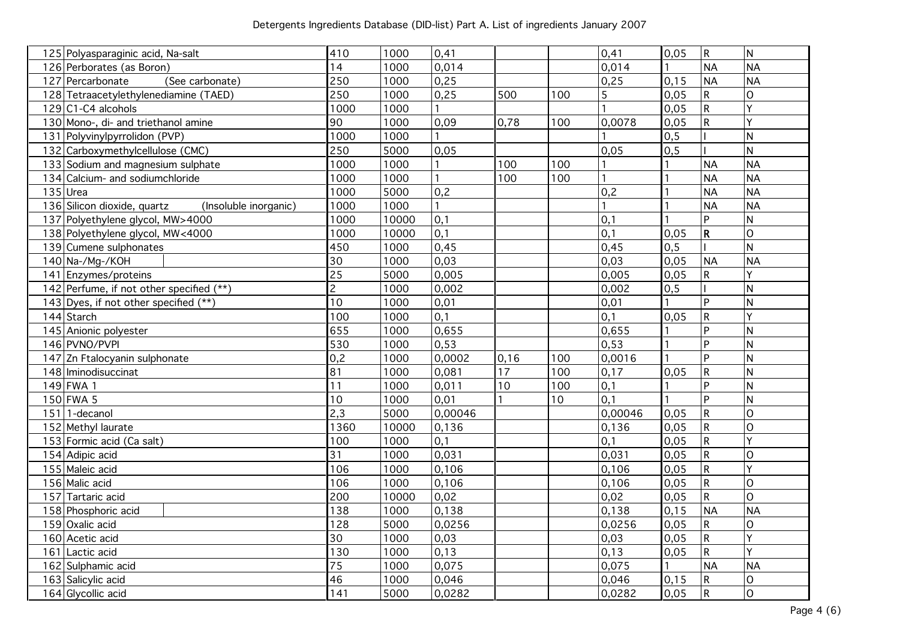| | | | | | | | | | | |
|---|---|---|---|---|---|---|---|---|---|---|
| 125 | Polyasparaginic acid, Na-salt | 410 | 1000 | 0,41 | | | 0,41 | 0,05 | R | N |
| 126 | Perborates (as Boron) | 14 | 1000 | 0,014 | | | 0,014 | 1 | NA | NA |
| 127 | Percarbonate (See carbonate) | 250 | 1000 | 0,25 | | | 0,25 | 0,15 | NA | NA |
| 128 | Tetraacetylethylenediamine (TAED) | 250 | 1000 | 0,25 | 500 | 100 | 5 | 0,05 | R | O |
| 129 | C1-C4 alcohols | 1000 | 1000 | 1 | | | 1 | 0,05 | R | Y |
| 130 | Mono-, di- and triethanol amine | 90 | 1000 | 0,09 | 0,78 | 100 | 0,0078 | 0,05 | R | Y |
| 131 | Polyvinylpyrrolidon (PVP) | 1000 | 1000 | 1 | | | 1 | 0,5 | I | N |
| 132 | Carboxymethylcellulose (CMC) | 250 | 5000 | 0,05 | | | 0,05 | 0,5 | I | N |
| 133 | Sodium and magnesium sulphate | 1000 | 1000 | 1 | 100 | 100 | 1 | 1 | NA | NA |
| 134 | Calcium- and sodiumchloride | 1000 | 1000 | 1 | 100 | 100 | 1 | 1 | NA | NA |
| 135 | Urea | 1000 | 5000 | 0,2 | | | 0,2 | 1 | NA | NA |
| 136 | Silicon dioxide, quartz (Insoluble inorganic) | 1000 | 1000 | 1 | | | 1 | 1 | NA | NA |
| 137 | Polyethylene glycol, MW>4000 | 1000 | 10000 | 0,1 | | | 0,1 | 1 | P | N |
| 138 | Polyethylene glycol, MW<4000 | 1000 | 10000 | 0,1 | | | 0,1 | 0,05 | **R** | O |
| 139 | Cumene sulphonates | 450 | 1000 | 0,45 | | | 0,45 | 0,5 | I | N |
| 140 | Na-/Mg-/KOH | 30 | 1000 | 0,03 | | | 0,03 | 0,05 | NA | NA |
| 141 | Enzymes/proteins | 25 | 5000 | 0,005 | | | 0,005 | 0,05 | R | Y |
| 142 | Perfume, if not other specified (**) | 2 | 1000 | 0,002 | | | 0,002 | 0,5 | I | N |
| 143 | Dyes, if not other specified (**) | 10 | 1000 | 0,01 | | | 0,01 | 1 | P | N |
| 144 | Starch | 100 | 1000 | 0,1 | | | 0,1 | 0,05 | R | Y |
| 145 | Anionic polyester | 655 | 1000 | 0,655 | | | 0,655 | 1 | P | N |
| 146 | PVNO/PVPI | 530 | 1000 | 0,53 | | | 0,53 | 1 | P | N |
| 147 | Zn Ftalocyanin sulphonate | 0,2 | 1000 | 0,0002 | 0,16 | 100 | 0,0016 | 1 | P | N |
| 148 | Iminodisuccinat | 81 | 1000 | 0,081 | 17 | 100 | 0,17 | 0,05 | R | N |
| 149 | FWA 1 | 11 | 1000 | 0,011 | 10 | 100 | 0,1 | 1 | P | N |
| 150 | FWA 5 | 10 | 1000 | 0,01 | 1 | 10 | 0,1 | 1 | P | N |
| 151 | 1-decanol | 2,3 | 5000 | 0,00046 | | | 0,00046 | 0,05 | R | O |
| 152 | Methyl laurate | 1360 | 10000 | 0,136 | | | 0,136 | 0,05 | R | O |
| 153 | Formic acid (Ca salt) | 100 | 1000 | 0,1 | | | 0,1 | 0,05 | R | Y |
| 154 | Adipic acid | 31 | 1000 | 0,031 | | | 0,031 | 0,05 | R | O |
| 155 | Maleic acid | 106 | 1000 | 0,106 | | | 0,106 | 0,05 | R | Y |
| 156 | Malic acid | 106 | 1000 | 0,106 | | | 0,106 | 0,05 | R | O |
| 157 | Tartaric acid | 200 | 10000 | 0,02 | | | 0,02 | 0,05 | R | O |
| 158 | Phosphoric acid | 138 | 1000 | 0,138 | | | 0,138 | 0,15 | NA | NA |
| 159 | Oxalic acid | 128 | 5000 | 0,0256 | | | 0,0256 | 0,05 | R | O |
| 160 | Acetic acid | 30 | 1000 | 0,03 | | | 0,03 | 0,05 | R | Y |
| 161 | Lactic acid | 130 | 1000 | 0,13 | | | 0,13 | 0,05 | R | Y |
| 162 | Sulphamic acid | 75 | 1000 | 0,075 | | | 0,075 | 1 | NA | NA |
| 163 | Salicylic acid | 46 | 1000 | 0,046 | | | 0,046 | 0,15 | R | O |
| 164 | Glycollic acid | 141 | 5000 | 0,0282 | | | 0,0282 | 0,05 | R | O |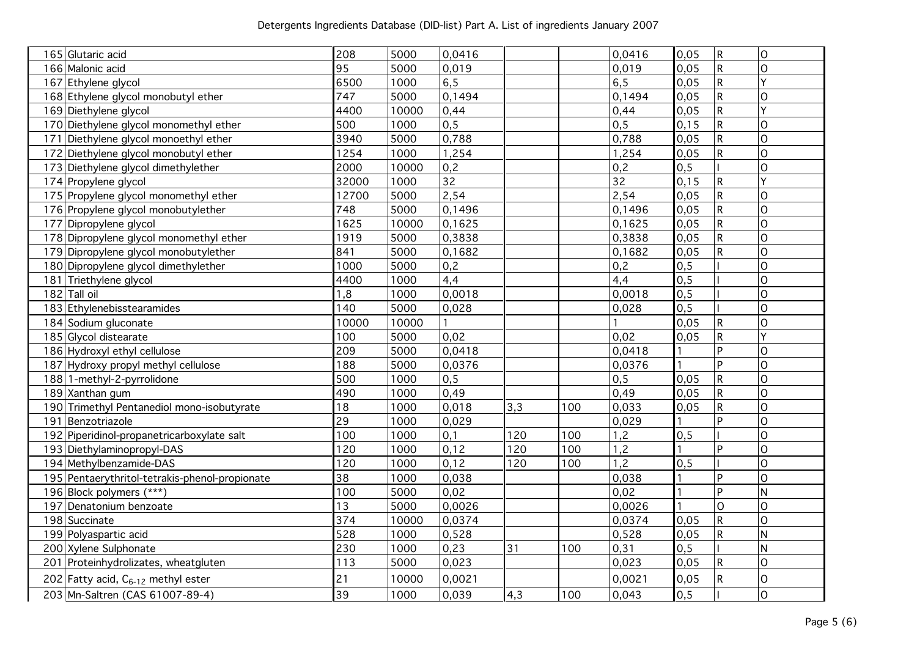| | | | | | | | | | |
|---|---|---|---|---|---|---|---|---|---|
| 165 | Glutaric acid | 208 | 5000 | 0,0416 | | | 0,0416 | 0,05 | R | O |
| 166 | Malonic acid | 95 | 5000 | 0,019 | | | 0,019 | 0,05 | R | O |
| 167 | Ethylene glycol | 6500 | 1000 | 6,5 | | | 6,5 | 0,05 | R | Y |
| 168 | Ethylene glycol monobutyl ether | 747 | 5000 | 0,1494 | | | 0,1494 | 0,05 | R | O |
| 169 | Diethylene glycol | 4400 | 10000 | 0,44 | | | 0,44 | 0,05 | R | Y |
| 170 | Diethylene glycol monomethyl ether | 500 | 1000 | 0,5 | | | 0,5 | 0,15 | R | O |
| 171 | Diethylene glycol monoethyl ether | 3940 | 5000 | 0,788 | | | 0,788 | 0,05 | R | O |
| 172 | Diethylene glycol monobutyl ether | 1254 | 1000 | 1,254 | | | 1,254 | 0,05 | R | O |
| 173 | Diethylene glycol dimethylether | 2000 | 10000 | 0,2 | | | 0,2 | 0,5 | I | O |
| 174 | Propylene glycol | 32000 | 1000 | 32 | | | 32 | 0,15 | R | Y |
| 175 | Propylene glycol monomethyl ether | 12700 | 5000 | 2,54 | | | 2,54 | 0,05 | R | O |
| 176 | Propylene glycol monobutylether | 748 | 5000 | 0,1496 | | | 0,1496 | 0,05 | R | O |
| 177 | Dipropylene glycol | 1625 | 10000 | 0,1625 | | | 0,1625 | 0,05 | R | O |
| 178 | Dipropylene glycol monomethyl ether | 1919 | 5000 | 0,3838 | | | 0,3838 | 0,05 | R | O |
| 179 | Dipropylene glycol monobutylether | 841 | 5000 | 0,1682 | | | 0,1682 | 0,05 | R | O |
| 180 | Dipropylene glycol dimethylether | 1000 | 5000 | 0,2 | | | 0,2 | 0,5 | I | O |
| 181 | Triethylene glycol | 4400 | 1000 | 4,4 | | | 4,4 | 0,5 | I | O |
| 182 | Tall oil | 1,8 | 1000 | 0,0018 | | | 0,0018 | 0,5 | I | O |
| 183 | Ethylenebisstearamides | 140 | 5000 | 0,028 | | | 0,028 | 0,5 | I | O |
| 184 | Sodium gluconate | 10000 | 10000 | 1 | | | 1 | 0,05 | R | O |
| 185 | Glycol distearate | 100 | 5000 | 0,02 | | | 0,02 | 0,05 | R | Y |
| 186 | Hydroxyl ethyl cellulose | 209 | 5000 | 0,0418 | | | 0,0418 | 1 | P | O |
| 187 | Hydroxy propyl methyl cellulose | 188 | 5000 | 0,0376 | | | 0,0376 | 1 | P | O |
| 188 | 1-methyl-2-pyrrolidone | 500 | 1000 | 0,5 | | | 0,5 | 0,05 | R | O |
| 189 | Xanthan gum | 490 | 1000 | 0,49 | | | 0,49 | 0,05 | R | O |
| 190 | Trimethyl Pentanediol mono-isobutyrate | 18 | 1000 | 0,018 | 3,3 | 100 | 0,033 | 0,05 | R | O |
| 191 | Benzotriazole | 29 | 1000 | 0,029 | | | 0,029 | 1 | P | O |
| 192 | Piperidinol-propanetricarboxylate salt | 100 | 1000 | 0,1 | 120 | 100 | 1,2 | 0,5 | I | O |
| 193 | Diethylaminopropyl-DAS | 120 | 1000 | 0,12 | 120 | 100 | 1,2 | 1 | P | O |
| 194 | Methylbenzamide-DAS | 120 | 1000 | 0,12 | 120 | 100 | 1,2 | 0,5 | I | O |
| 195 | Pentaerythritol-tetrakis-phenol-propionate | 38 | 1000 | 0,038 | | | 0,038 | 1 | P | O |
| 196 | Block polymers (***) | 100 | 5000 | 0,02 | | | 0,02 | 1 | P | N |
| 197 | Denatonium benzoate | 13 | 5000 | 0,0026 | | | 0,0026 | 1 | O | O |
| 198 | Succinate | 374 | 10000 | 0,0374 | | | 0,0374 | 0,05 | R | O |
| 199 | Polyaspartic acid | 528 | 1000 | 0,528 | | | 0,528 | 0,05 | R | N |
| 200 | Xylene Sulphonate | 230 | 1000 | 0,23 | 31 | 100 | 0,31 | 0,5 | I | N |
| 201 | Proteinhydrolizates, wheatgluten | 113 | 5000 | 0,023 | | | 0,023 | 0,05 | R | O |
| 202 | Fatty acid, $C_{6-12}$ methyl ester | 21 | 10000 | 0,0021 | | | 0,0021 | 0,05 | R | O |
| 203 | Mn-Saltren (CAS 61007-89-4) | 39 | 1000 | 0,039 | 4,3 | 100 | 0,043 | 0,5 | I | O |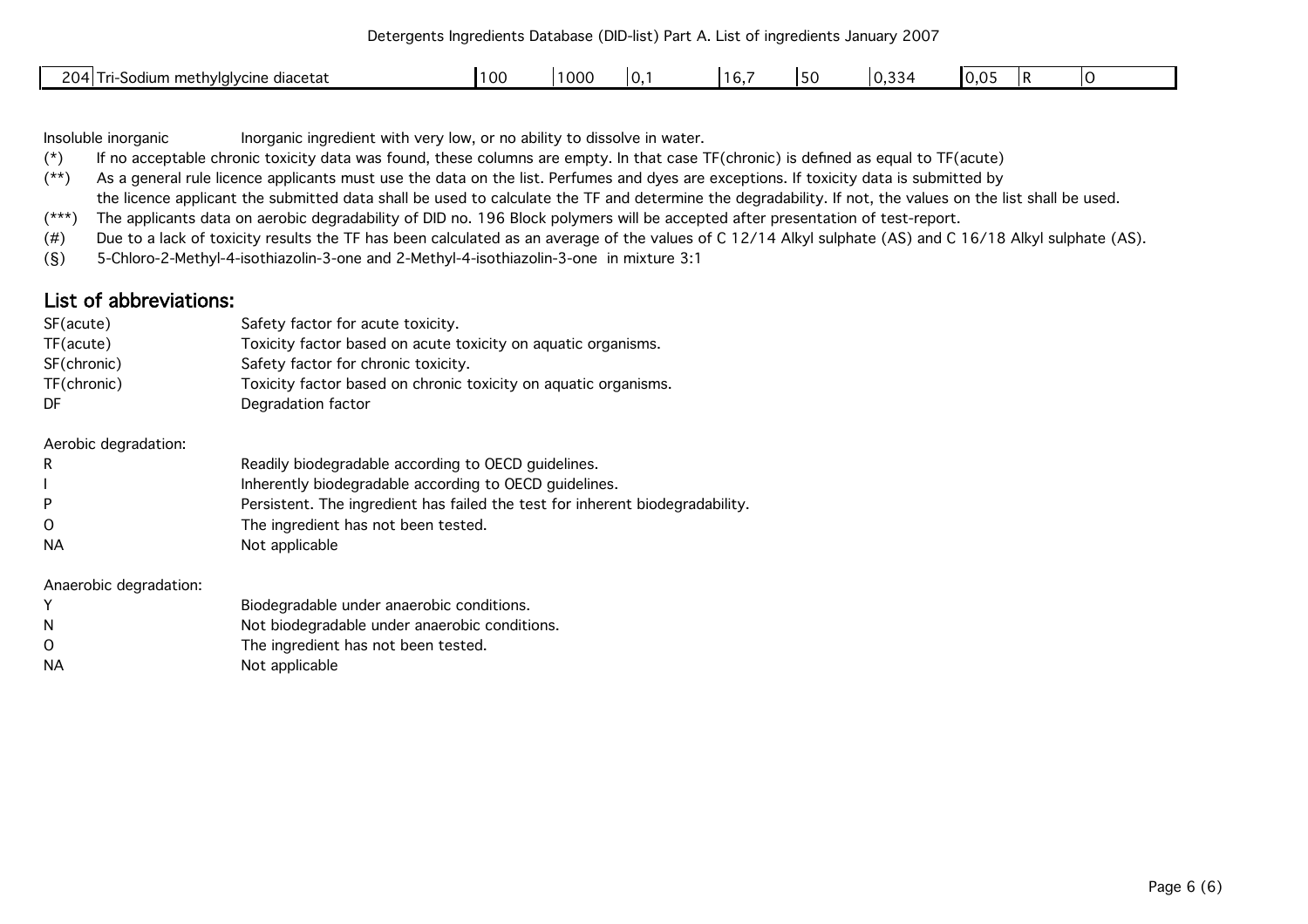| 204 | Tri-Sodium methylglycine diacetat | 100 | 1000 | 0,1 | 16,7 | 50 | 0,334 | 0,05 | R | O |
|---|---|---|---|---|---|---|---|---|---|---|

Insoluble inorganic Inorganic ingredient with very low, or no ability to dissolve in water.

(*) If no acceptable chronic toxicity data was found, these columns are empty. In that case TF(chronic) is defined as equal to TF(acute)

(**) As a general rule licence applicants must use the data on the list. Perfumes and dyes are exceptions. If toxicity data is submitted by the licence applicant the submitted data shall be used to calculate the TF and determine the degradability. If not, the values on the list shall be used.

(***) The applicants data on aerobic degradability of DID no. 196 Block polymers will be accepted after presentation of test-report.

(#) Due to a lack of toxicity results the TF has been calculated as an average of the values of C 12/14 Alkyl sulphate (AS) and C 16/18 Alkyl sulphate (AS).

(§) 5-Chloro-2-Methyl-4-isothiazolin-3-one and 2-Methyl-4-isothiazolin-3-one in mixture 3:1

## List of abbreviations:

| | |
|---|---|
| SF(acute) | Safety factor for acute toxicity. |
| TF(acute) | Toxicity factor based on acute toxicity on aquatic organisms. |
| SF(chronic) | Safety factor for chronic toxicity. |
| TF(chronic) | Toxicity factor based on chronic toxicity on aquatic organisms. |
| DF | Degradation factor |

Aerobic degradation:

| | |
|---|---|
| R | Readily biodegradable according to OECD guidelines. |
| I | Inherently biodegradable according to OECD guidelines. |
| P | Persistent. The ingredient has failed the test for inherent biodegradability. |
| O | The ingredient has not been tested. |
| NA | Not applicable |

Anaerobic degradation:

| | |
|---|---|
| Y | Biodegradable under anaerobic conditions. |
| N | Not biodegradable under anaerobic conditions. |
| O | The ingredient has not been tested. |
| NA | Not applicable |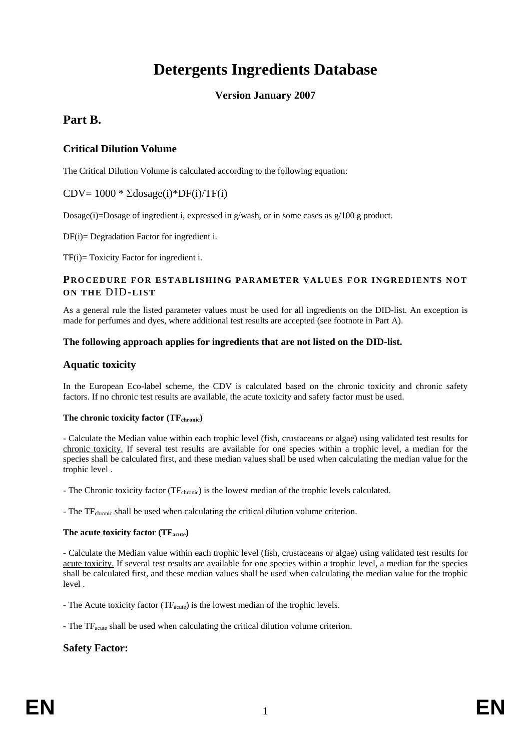# Detergents Ingredients Database

**Version January 2007**

## Part B.

### Critical Dilution Volume

The Critical Dilution Volume is calculated according to the following equation:

$$CDV = 1000 * \Sigma dosage(i)*DF(i)/TF(i)$$

Dosage(i)=Dosage of ingredient i, expressed in g/wash, or in some cases as g/100 g product.

DF(i)= Degradation Factor for ingredient i.

TF(i)= Toxicity Factor for ingredient i.

#### PROCEDURE FOR ESTABLISHING PARAMETER VALUES FOR INGREDIENTS NOT ON THE DID-LIST

As a general rule the listed parameter values must be used for all ingredients on the DID-list. An exception is made for perfumes and dyes, where additional test results are accepted (see footnote in Part A).

**The following approach applies for ingredients that are not listed on the DID-list.**

### Aquatic toxicity

In the European Eco-label scheme, the CDV is calculated based on the chronic toxicity and chronic safety factors. If no chronic test results are available, the acute toxicity and safety factor must be used.

**The chronic toxicity factor ($TF_{chronic}$)**

- Calculate the Median value within each trophic level (fish, crustaceans or algae) using validated test results for chronic toxicity. If several test results are available for one species within a trophic level, a median for the species shall be calculated first, and these median values shall be used when calculating the median value for the trophic level .

- The Chronic toxicity factor ($TF_{chronic}$) is the lowest median of the trophic levels calculated.

- The $TF_{chronic}$ shall be used when calculating the critical dilution volume criterion.

**The acute toxicity factor ($TF_{acute}$)**

- Calculate the Median value within each trophic level (fish, crustaceans or algae) using validated test results for acute toxicity. If several test results are available for one species within a trophic level, a median for the species shall be calculated first, and these median values shall be used when calculating the median value for the trophic level .

- The Acute toxicity factor ($TF_{acute}$) is the lowest median of the trophic levels.

- The $TF_{acute}$ shall be used when calculating the critical dilution volume criterion.

### Safety Factor: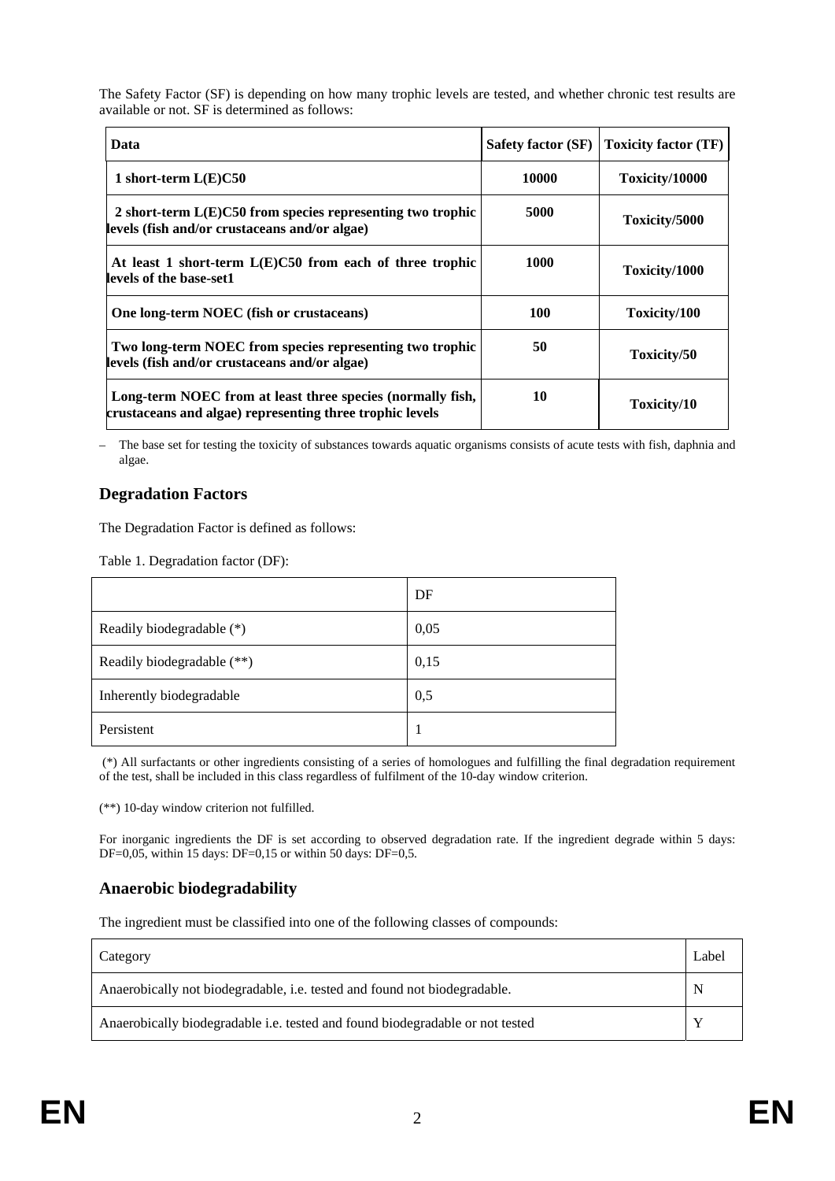The Safety Factor (SF) is depending on how many trophic levels are tested, and whether chronic test results are available or not. SF is determined as follows:

| **Data** | **Safety factor (SF)** | **Toxicity factor (TF)** |
|---|---|---|
| **1 short-term L(E)C50** | **10000** | **Toxicity/10000** |
| **2 short-term L(E)C50 from species representing two trophic levels (fish and/or crustaceans and/or algae)** | **5000** | **Toxicity/5000** |
| **At least 1 short-term L(E)C50 from each of three trophic levels of the base-set1** | **1000** | **Toxicity/1000** |
| **One long-term NOEC (fish or crustaceans)** | **100** | **Toxicity/100** |
| **Two long-term NOEC from species representing two trophic levels (fish and/or crustaceans and/or algae)** | **50** | **Toxicity/50** |
| **Long-term NOEC from at least three species (normally fish, crustaceans and algae) representing three trophic levels** | **10** | **Toxicity/10** |

– The base set for testing the toxicity of substances towards aquatic organisms consists of acute tests with fish, daphnia and algae.

## Degradation Factors

The Degradation Factor is defined as follows:

Table 1. Degradation factor (DF):

| | DF |
|---|---|
| Readily biodegradable (*) | 0,05 |
| Readily biodegradable (**) | 0,15 |
| Inherently biodegradable | 0,5 |
| Persistent | 1 |

(*) All surfactants or other ingredients consisting of a series of homologues and fulfilling the final degradation requirement of the test, shall be included in this class regardless of fulfilment of the 10-day window criterion.

(**) 10-day window criterion not fulfilled.

For inorganic ingredients the DF is set according to observed degradation rate. If the ingredient degrade within 5 days: DF=0,05, within 15 days: DF=0,15 or within 50 days: DF=0,5.

## Anaerobic biodegradability

The ingredient must be classified into one of the following classes of compounds:

| Category | Label |
|---|---|
| Anaerobically not biodegradable, i.e. tested and found not biodegradable. | N |
| Anaerobically biodegradable i.e. tested and found biodegradable or not tested | Y |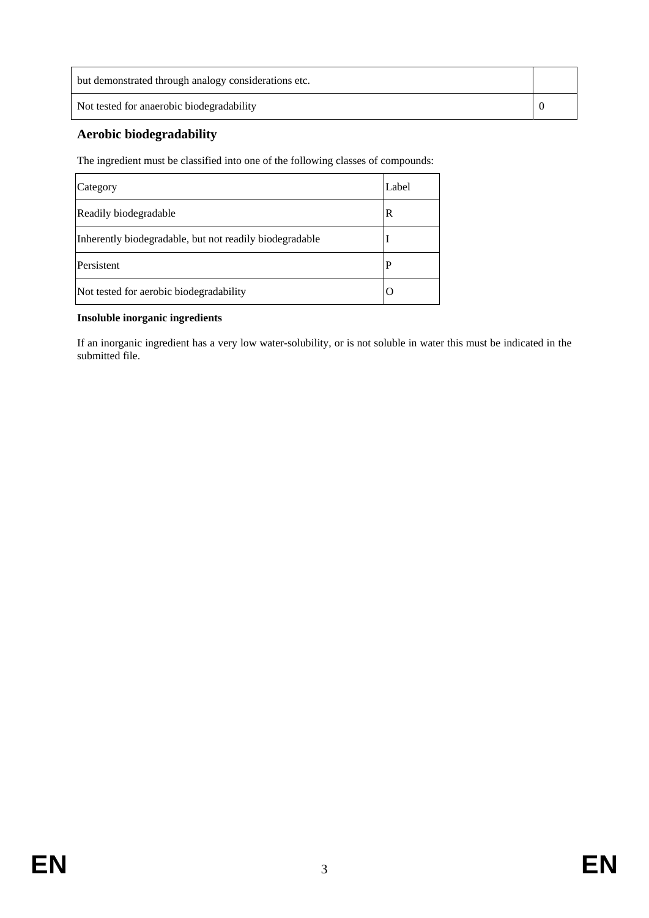| | |
|---|---|
| but demonstrated through analogy considerations etc. | |
| Not tested for anaerobic biodegradability | 0 |

## Aerobic biodegradability

The ingredient must be classified into one of the following classes of compounds:

| Category | Label |
|---|---|
| Readily biodegradable | R |
| Inherently biodegradable, but not readily biodegradable | I |
| Persistent | P |
| Not tested for aerobic biodegradability | O |

**Insoluble inorganic ingredients**

If an inorganic ingredient has a very low water-solubility, or is not soluble in water this must be indicated in the submitted file.